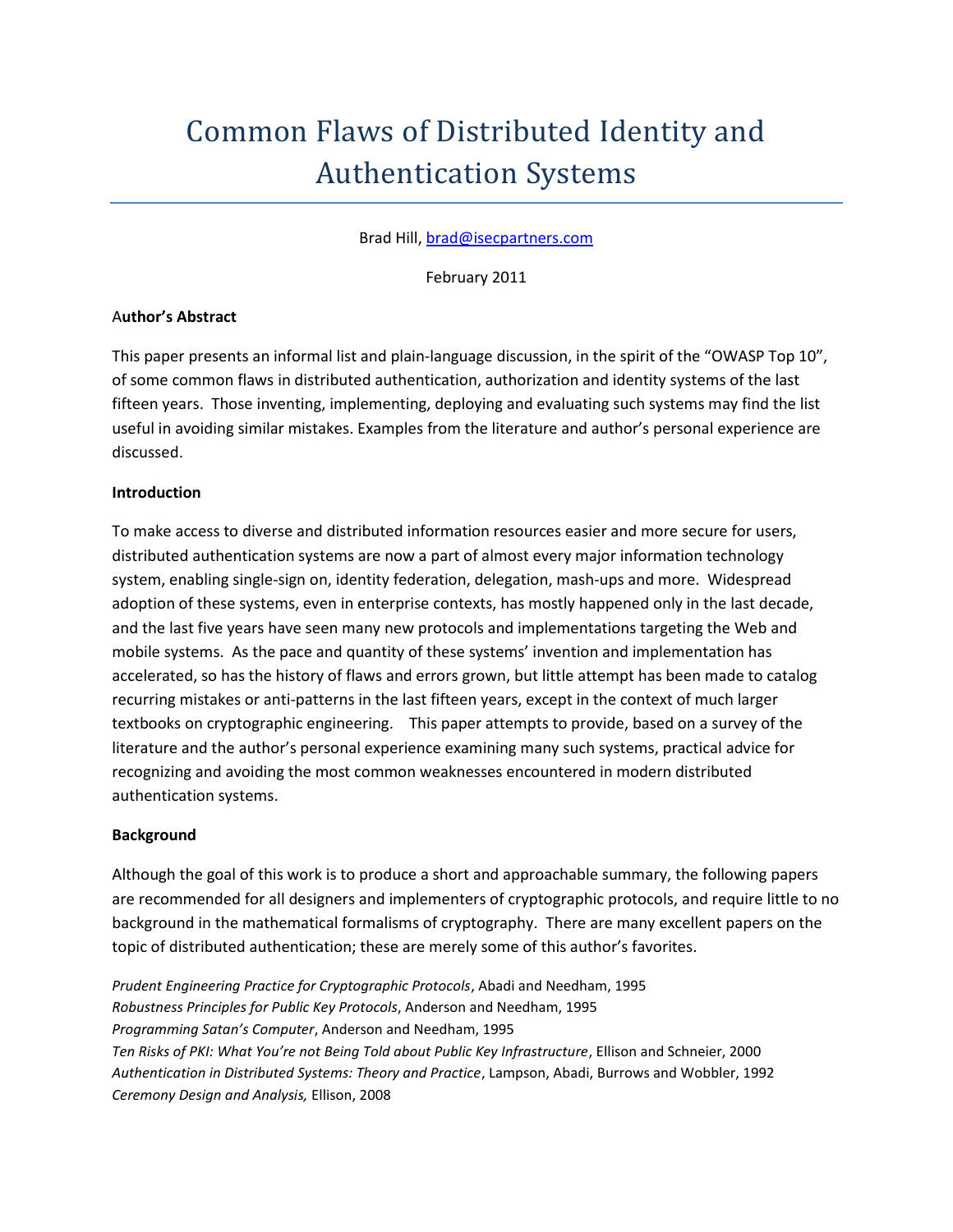# Common Flaws of Distributed Identity and Authentication Systems

Brad Hill, brad@isecpartners.com

February 2011

**Author's Abstract**

This paper presents an informal list and plain-language discussion, in the spirit of the "OWASP Top 10", of some common flaws in distributed authentication, authorization and identity systems of the last fifteen years. Those inventing, implementing, deploying and evaluating such systems may find the list useful in avoiding similar mistakes. Examples from the literature and author's personal experience are discussed.

**Introduction**

To make access to diverse and distributed information resources easier and more secure for users, distributed authentication systems are now a part of almost every major information technology system, enabling single-sign on, identity federation, delegation, mash-ups and more. Widespread adoption of these systems, even in enterprise contexts, has mostly happened only in the last decade, and the last five years have seen many new protocols and implementations targeting the Web and mobile systems. As the pace and quantity of these systems' invention and implementation has accelerated, so has the history of flaws and errors grown, but little attempt has been made to catalog recurring mistakes or anti-patterns in the last fifteen years, except in the context of much larger textbooks on cryptographic engineering. This paper attempts to provide, based on a survey of the literature and the author's personal experience examining many such systems, practical advice for recognizing and avoiding the most common weaknesses encountered in modern distributed authentication systems.

**Background**

Although the goal of this work is to produce a short and approachable summary, the following papers are recommended for all designers and implementers of cryptographic protocols, and require little to no background in the mathematical formalisms of cryptography. There are many excellent papers on the topic of distributed authentication; these are merely some of this author's favorites.

*Prudent Engineering Practice for Cryptographic Protocols*, Abadi and Needham, 1995
*Robustness Principles for Public Key Protocols*, Anderson and Needham, 1995
*Programming Satan's Computer*, Anderson and Needham, 1995
*Ten Risks of PKI: What You're not Being Told about Public Key Infrastructure*, Ellison and Schneier, 2000
*Authentication in Distributed Systems: Theory and Practice*, Lampson, Abadi, Burrows and Wobbler, 1992
*Ceremony Design and Analysis,* Ellison, 2008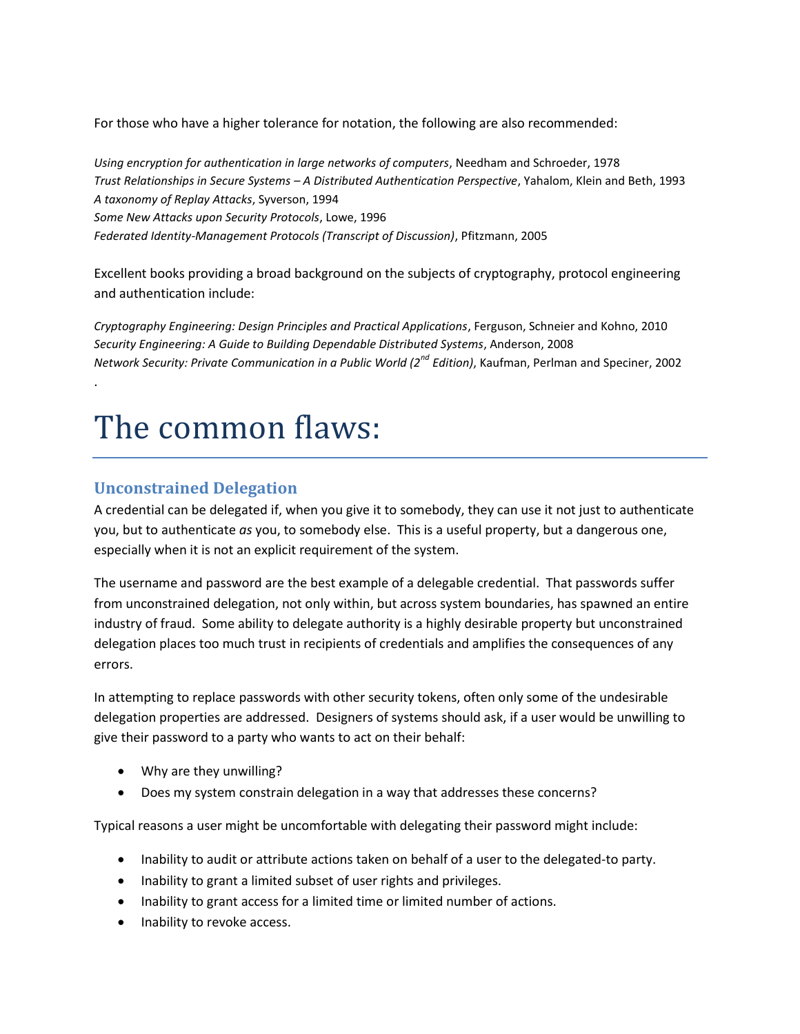For those who have a higher tolerance for notation, the following are also recommended:

*Using encryption for authentication in large networks of computers*, Needham and Schroeder, 1978
*Trust Relationships in Secure Systems – A Distributed Authentication Perspective*, Yahalom, Klein and Beth, 1993
*A taxonomy of Replay Attacks*, Syverson, 1994
*Some New Attacks upon Security Protocols*, Lowe, 1996
*Federated Identity-Management Protocols (Transcript of Discussion)*, Pfitzmann, 2005

Excellent books providing a broad background on the subjects of cryptography, protocol engineering and authentication include:

*Cryptography Engineering: Design Principles and Practical Applications*, Ferguson, Schneier and Kohno, 2010
*Security Engineering: A Guide to Building Dependable Distributed Systems*, Anderson, 2008
*Network Security: Private Communication in a Public World (2nd Edition)*, Kaufman, Perlman and Speciner, 2002

.

# The common flaws:

## Unconstrained Delegation

A credential can be delegated if, when you give it to somebody, they can use it not just to authenticate you, but to authenticate *as* you, to somebody else. This is a useful property, but a dangerous one, especially when it is not an explicit requirement of the system.

The username and password are the best example of a delegable credential. That passwords suffer from unconstrained delegation, not only within, but across system boundaries, has spawned an entire industry of fraud. Some ability to delegate authority is a highly desirable property but unconstrained delegation places too much trust in recipients of credentials and amplifies the consequences of any errors.

In attempting to replace passwords with other security tokens, often only some of the undesirable delegation properties are addressed. Designers of systems should ask, if a user would be unwilling to give their password to a party who wants to act on their behalf:

- Why are they unwilling?
- Does my system constrain delegation in a way that addresses these concerns?

Typical reasons a user might be uncomfortable with delegating their password might include:

- Inability to audit or attribute actions taken on behalf of a user to the delegated-to party.
- Inability to grant a limited subset of user rights and privileges.
- Inability to grant access for a limited time or limited number of actions.
- Inability to revoke access.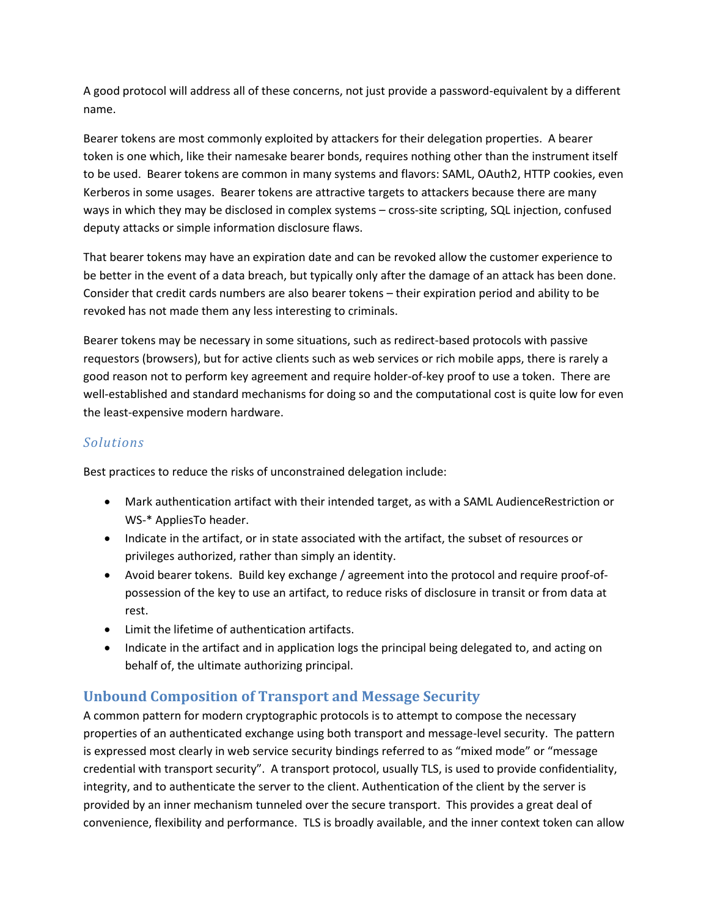A good protocol will address all of these concerns, not just provide a password-equivalent by a different name.

Bearer tokens are most commonly exploited by attackers for their delegation properties. A bearer token is one which, like their namesake bearer bonds, requires nothing other than the instrument itself to be used. Bearer tokens are common in many systems and flavors: SAML, OAuth2, HTTP cookies, even Kerberos in some usages. Bearer tokens are attractive targets to attackers because there are many ways in which they may be disclosed in complex systems – cross-site scripting, SQL injection, confused deputy attacks or simple information disclosure flaws.

That bearer tokens may have an expiration date and can be revoked allow the customer experience to be better in the event of a data breach, but typically only after the damage of an attack has been done. Consider that credit cards numbers are also bearer tokens – their expiration period and ability to be revoked has not made them any less interesting to criminals.

Bearer tokens may be necessary in some situations, such as redirect-based protocols with passive requestors (browsers), but for active clients such as web services or rich mobile apps, there is rarely a good reason not to perform key agreement and require holder-of-key proof to use a token. There are well-established and standard mechanisms for doing so and the computational cost is quite low for even the least-expensive modern hardware.

### *Solutions*

Best practices to reduce the risks of unconstrained delegation include:

- Mark authentication artifact with their intended target, as with a SAML AudienceRestriction or WS-* AppliesTo header.
- Indicate in the artifact, or in state associated with the artifact, the subset of resources or privileges authorized, rather than simply an identity.
- Avoid bearer tokens. Build key exchange / agreement into the protocol and require proof-of-possession of the key to use an artifact, to reduce risks of disclosure in transit or from data at rest.
- Limit the lifetime of authentication artifacts.
- Indicate in the artifact and in application logs the principal being delegated to, and acting on behalf of, the ultimate authorizing principal.

## Unbound Composition of Transport and Message Security

A common pattern for modern cryptographic protocols is to attempt to compose the necessary properties of an authenticated exchange using both transport and message-level security. The pattern is expressed most clearly in web service security bindings referred to as "mixed mode" or "message credential with transport security". A transport protocol, usually TLS, is used to provide confidentiality, integrity, and to authenticate the server to the client. Authentication of the client by the server is provided by an inner mechanism tunneled over the secure transport. This provides a great deal of convenience, flexibility and performance. TLS is broadly available, and the inner context token can allow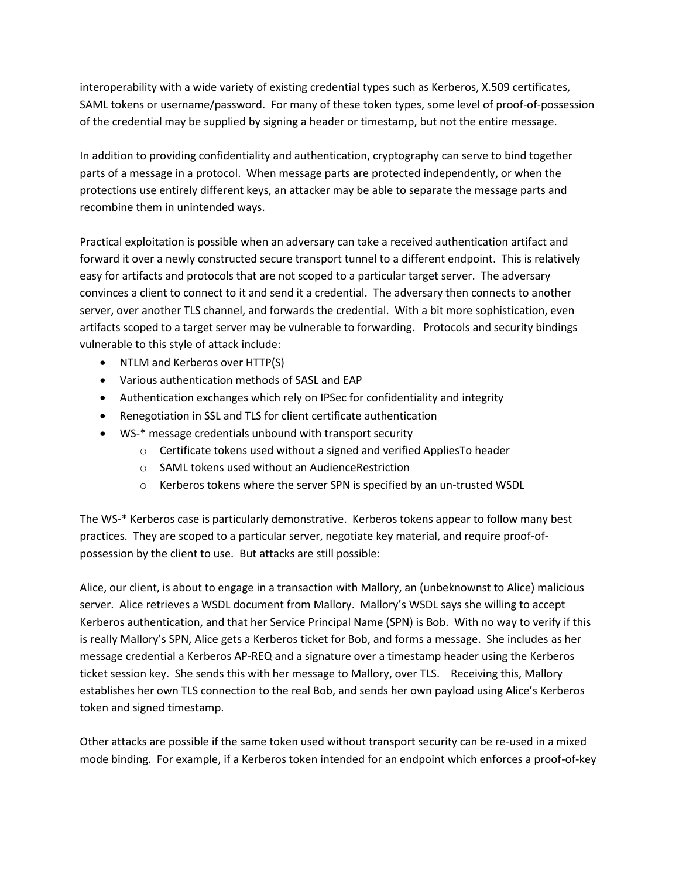interoperability with a wide variety of existing credential types such as Kerberos, X.509 certificates, SAML tokens or username/password. For many of these token types, some level of proof-of-possession of the credential may be supplied by signing a header or timestamp, but not the entire message.

In addition to providing confidentiality and authentication, cryptography can serve to bind together parts of a message in a protocol. When message parts are protected independently, or when the protections use entirely different keys, an attacker may be able to separate the message parts and recombine them in unintended ways.

Practical exploitation is possible when an adversary can take a received authentication artifact and forward it over a newly constructed secure transport tunnel to a different endpoint. This is relatively easy for artifacts and protocols that are not scoped to a particular target server. The adversary convinces a client to connect to it and send it a credential. The adversary then connects to another server, over another TLS channel, and forwards the credential. With a bit more sophistication, even artifacts scoped to a target server may be vulnerable to forwarding. Protocols and security bindings vulnerable to this style of attack include:

- NTLM and Kerberos over HTTP(S)
- Various authentication methods of SASL and EAP
- Authentication exchanges which rely on IPSec for confidentiality and integrity
- Renegotiation in SSL and TLS for client certificate authentication
- WS-* message credentials unbound with transport security
    - Certificate tokens used without a signed and verified AppliesTo header
    - SAML tokens used without an AudienceRestriction
    - Kerberos tokens where the server SPN is specified by an un-trusted WSDL

The WS-* Kerberos case is particularly demonstrative. Kerberos tokens appear to follow many best practices. They are scoped to a particular server, negotiate key material, and require proof-of-possession by the client to use. But attacks are still possible:

Alice, our client, is about to engage in a transaction with Mallory, an (unbeknownst to Alice) malicious server. Alice retrieves a WSDL document from Mallory. Mallory's WSDL says she willing to accept Kerberos authentication, and that her Service Principal Name (SPN) is Bob. With no way to verify if this is really Mallory's SPN, Alice gets a Kerberos ticket for Bob, and forms a message. She includes as her message credential a Kerberos AP-REQ and a signature over a timestamp header using the Kerberos ticket session key. She sends this with her message to Mallory, over TLS. Receiving this, Mallory establishes her own TLS connection to the real Bob, and sends her own payload using Alice's Kerberos token and signed timestamp.

Other attacks are possible if the same token used without transport security can be re-used in a mixed mode binding. For example, if a Kerberos token intended for an endpoint which enforces a proof-of-key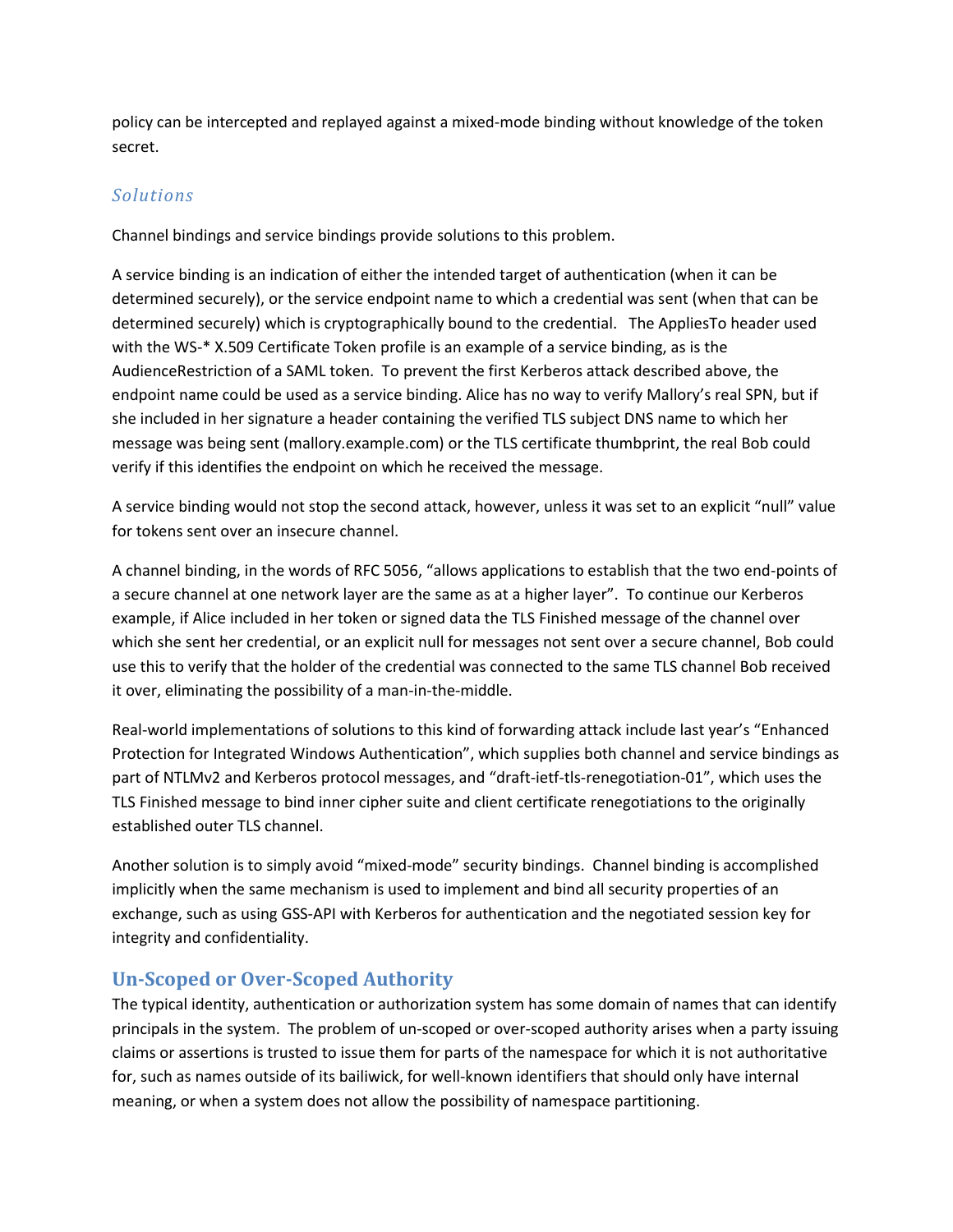policy can be intercepted and replayed against a mixed-mode binding without knowledge of the token secret.

### *Solutions*

Channel bindings and service bindings provide solutions to this problem.

A service binding is an indication of either the intended target of authentication (when it can be determined securely), or the service endpoint name to which a credential was sent (when that can be determined securely) which is cryptographically bound to the credential. The AppliesTo header used with the WS-* X.509 Certificate Token profile is an example of a service binding, as is the AudienceRestriction of a SAML token. To prevent the first Kerberos attack described above, the endpoint name could be used as a service binding. Alice has no way to verify Mallory's real SPN, but if she included in her signature a header containing the verified TLS subject DNS name to which her message was being sent (mallory.example.com) or the TLS certificate thumbprint, the real Bob could verify if this identifies the endpoint on which he received the message.

A service binding would not stop the second attack, however, unless it was set to an explicit "null" value for tokens sent over an insecure channel.

A channel binding, in the words of RFC 5056, "allows applications to establish that the two end-points of a secure channel at one network layer are the same as at a higher layer". To continue our Kerberos example, if Alice included in her token or signed data the TLS Finished message of the channel over which she sent her credential, or an explicit null for messages not sent over a secure channel, Bob could use this to verify that the holder of the credential was connected to the same TLS channel Bob received it over, eliminating the possibility of a man-in-the-middle.

Real-world implementations of solutions to this kind of forwarding attack include last year's "Enhanced Protection for Integrated Windows Authentication", which supplies both channel and service bindings as part of NTLMv2 and Kerberos protocol messages, and "draft-ietf-tls-renegotiation-01", which uses the TLS Finished message to bind inner cipher suite and client certificate renegotiations to the originally established outer TLS channel.

Another solution is to simply avoid "mixed-mode" security bindings. Channel binding is accomplished implicitly when the same mechanism is used to implement and bind all security properties of an exchange, such as using GSS-API with Kerberos for authentication and the negotiated session key for integrity and confidentiality.

## Un-Scoped or Over-Scoped Authority

The typical identity, authentication or authorization system has some domain of names that can identify principals in the system. The problem of un-scoped or over-scoped authority arises when a party issuing claims or assertions is trusted to issue them for parts of the namespace for which it is not authoritative for, such as names outside of its bailiwick, for well-known identifiers that should only have internal meaning, or when a system does not allow the possibility of namespace partitioning.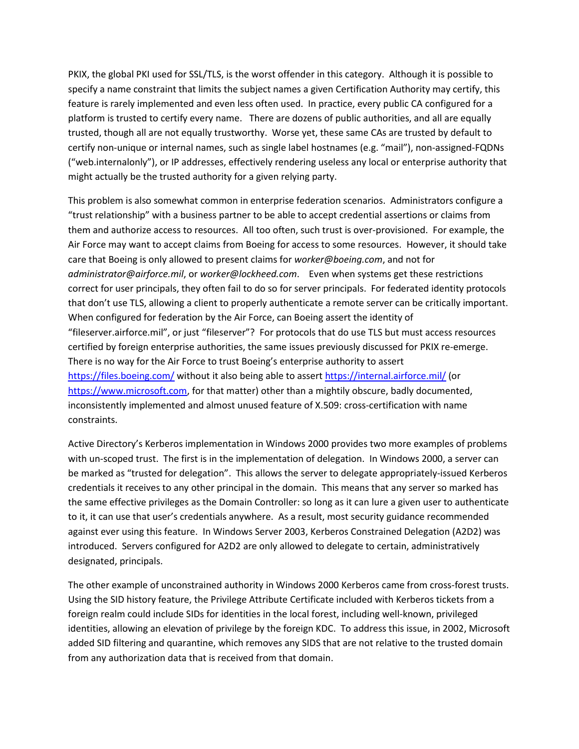PKIX, the global PKI used for SSL/TLS, is the worst offender in this category. Although it is possible to specify a name constraint that limits the subject names a given Certification Authority may certify, this feature is rarely implemented and even less often used. In practice, every public CA configured for a platform is trusted to certify every name. There are dozens of public authorities, and all are equally trusted, though all are not equally trustworthy. Worse yet, these same CAs are trusted by default to certify non-unique or internal names, such as single label hostnames (e.g. "mail"), non-assigned-FQDNs ("web.internalonly"), or IP addresses, effectively rendering useless any local or enterprise authority that might actually be the trusted authority for a given relying party.

This problem is also somewhat common in enterprise federation scenarios. Administrators configure a "trust relationship" with a business partner to be able to accept credential assertions or claims from them and authorize access to resources. All too often, such trust is over-provisioned. For example, the Air Force may want to accept claims from Boeing for access to some resources. However, it should take care that Boeing is only allowed to present claims for *worker@boeing.com*, and not for *administrator@airforce.mil*, or *worker@lockheed.com*. Even when systems get these restrictions correct for user principals, they often fail to do so for server principals. For federated identity protocols that don't use TLS, allowing a client to properly authenticate a remote server can be critically important. When configured for federation by the Air Force, can Boeing assert the identity of "fileserver.airforce.mil", or just "fileserver"? For protocols that do use TLS but must access resources certified by foreign enterprise authorities, the same issues previously discussed for PKIX re-emerge. There is no way for the Air Force to trust Boeing's enterprise authority to assert [https://files.boeing.com/](https://files.boeing.com/) without it also being able to assert [https://internal.airforce.mil/](https://internal.airforce.mil/) (or [https://www.microsoft.com](https://www.microsoft.com), for that matter) other than a mightily obscure, badly documented, inconsistently implemented and almost unused feature of X.509: cross-certification with name constraints.

Active Directory's Kerberos implementation in Windows 2000 provides two more examples of problems with un-scoped trust. The first is in the implementation of delegation. In Windows 2000, a server can be marked as "trusted for delegation". This allows the server to delegate appropriately-issued Kerberos credentials it receives to any other principal in the domain. This means that any server so marked has the same effective privileges as the Domain Controller: so long as it can lure a given user to authenticate to it, it can use that user's credentials anywhere. As a result, most security guidance recommended against ever using this feature. In Windows Server 2003, Kerberos Constrained Delegation (A2D2) was introduced. Servers configured for A2D2 are only allowed to delegate to certain, administratively designated, principals.

The other example of unconstrained authority in Windows 2000 Kerberos came from cross-forest trusts. Using the SID history feature, the Privilege Attribute Certificate included with Kerberos tickets from a foreign realm could include SIDs for identities in the local forest, including well-known, privileged identities, allowing an elevation of privilege by the foreign KDC. To address this issue, in 2002, Microsoft added SID filtering and quarantine, which removes any SIDS that are not relative to the trusted domain from any authorization data that is received from that domain.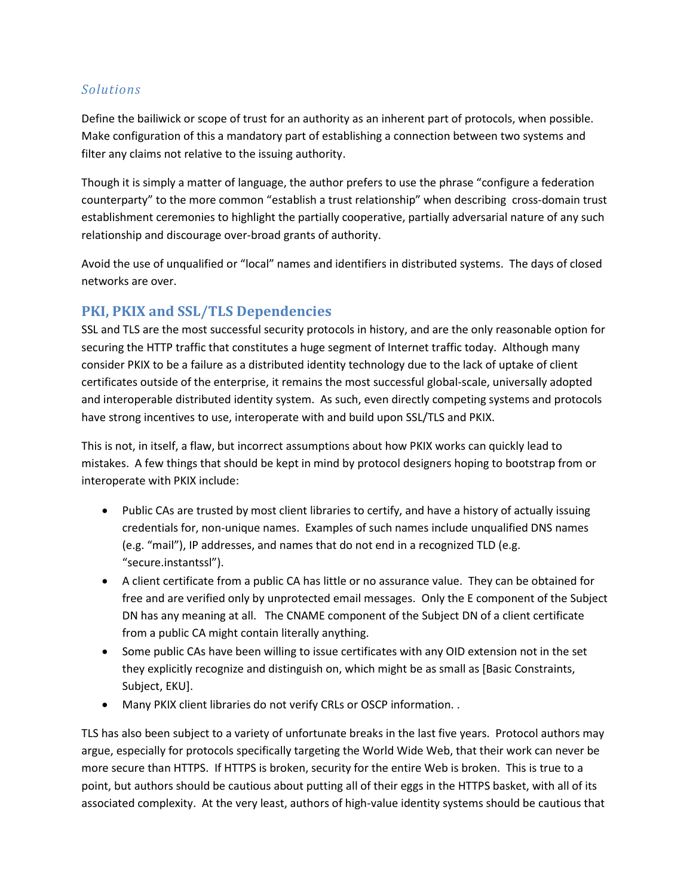### *Solutions*

Define the bailiwick or scope of trust for an authority as an inherent part of protocols, when possible. Make configuration of this a mandatory part of establishing a connection between two systems and filter any claims not relative to the issuing authority.

Though it is simply a matter of language, the author prefers to use the phrase "configure a federation counterparty" to the more common "establish a trust relationship" when describing cross-domain trust establishment ceremonies to highlight the partially cooperative, partially adversarial nature of any such relationship and discourage over-broad grants of authority.

Avoid the use of unqualified or "local" names and identifiers in distributed systems. The days of closed networks are over.

## PKI, PKIX and SSL/TLS Dependencies

SSL and TLS are the most successful security protocols in history, and are the only reasonable option for securing the HTTP traffic that constitutes a huge segment of Internet traffic today. Although many consider PKIX to be a failure as a distributed identity technology due to the lack of uptake of client certificates outside of the enterprise, it remains the most successful global-scale, universally adopted and interoperable distributed identity system. As such, even directly competing systems and protocols have strong incentives to use, interoperate with and build upon SSL/TLS and PKIX.

This is not, in itself, a flaw, but incorrect assumptions about how PKIX works can quickly lead to mistakes. A few things that should be kept in mind by protocol designers hoping to bootstrap from or interoperate with PKIX include:

- Public CAs are trusted by most client libraries to certify, and have a history of actually issuing credentials for, non-unique names. Examples of such names include unqualified DNS names (e.g. "mail"), IP addresses, and names that do not end in a recognized TLD (e.g. "secure.instantssl").
- A client certificate from a public CA has little or no assurance value. They can be obtained for free and are verified only by unprotected email messages. Only the E component of the Subject DN has any meaning at all. The CNAME component of the Subject DN of a client certificate from a public CA might contain literally anything.
- Some public CAs have been willing to issue certificates with any OID extension not in the set they explicitly recognize and distinguish on, which might be as small as [Basic Constraints, Subject, EKU].
- Many PKIX client libraries do not verify CRLs or OSCP information. .

TLS has also been subject to a variety of unfortunate breaks in the last five years. Protocol authors may argue, especially for protocols specifically targeting the World Wide Web, that their work can never be more secure than HTTPS. If HTTPS is broken, security for the entire Web is broken. This is true to a point, but authors should be cautious about putting all of their eggs in the HTTPS basket, with all of its associated complexity. At the very least, authors of high-value identity systems should be cautious that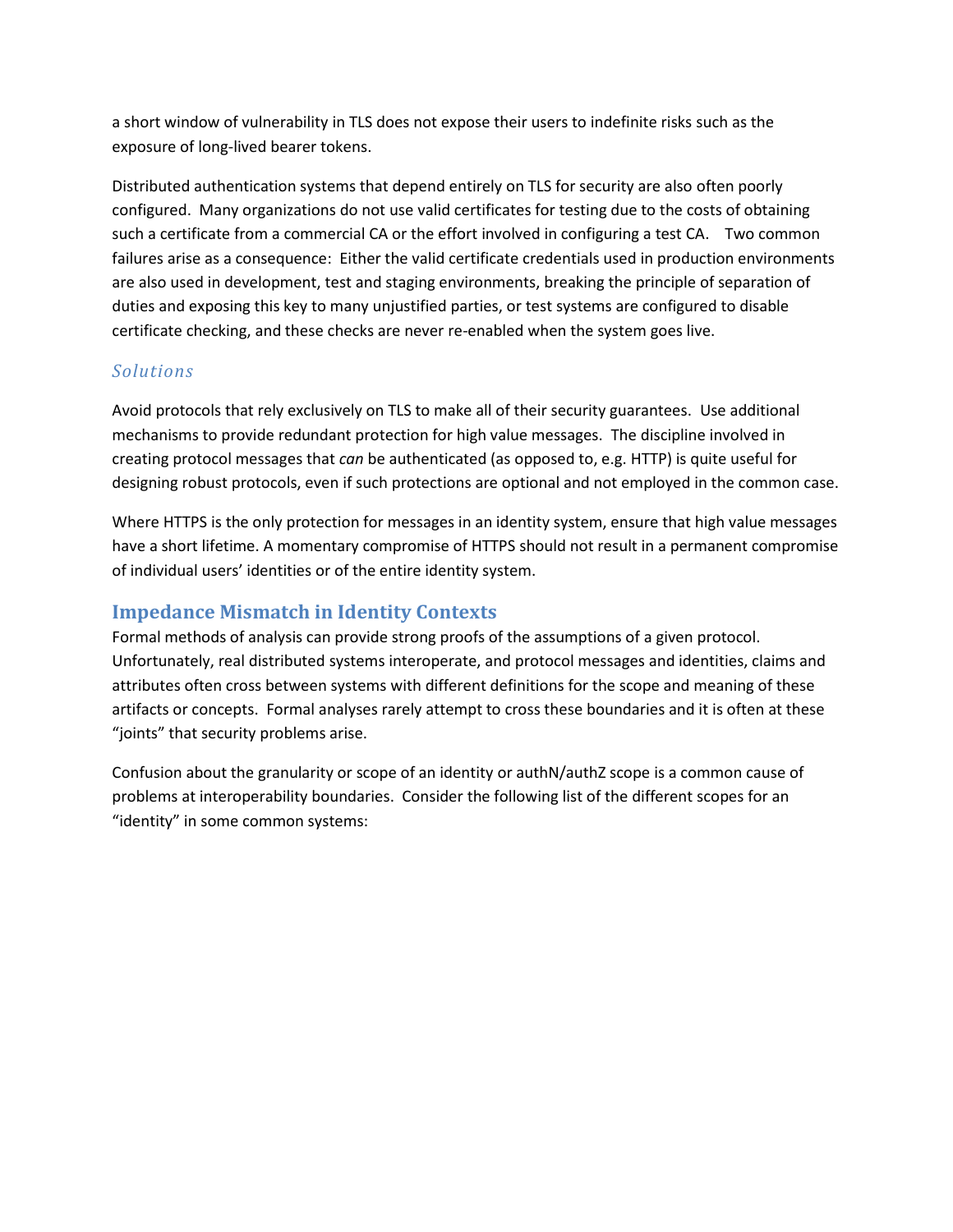a short window of vulnerability in TLS does not expose their users to indefinite risks such as the exposure of long-lived bearer tokens.

Distributed authentication systems that depend entirely on TLS for security are also often poorly configured. Many organizations do not use valid certificates for testing due to the costs of obtaining such a certificate from a commercial CA or the effort involved in configuring a test CA. Two common failures arise as a consequence: Either the valid certificate credentials used in production environments are also used in development, test and staging environments, breaking the principle of separation of duties and exposing this key to many unjustified parties, or test systems are configured to disable certificate checking, and these checks are never re-enabled when the system goes live.

### *Solutions*

Avoid protocols that rely exclusively on TLS to make all of their security guarantees. Use additional mechanisms to provide redundant protection for high value messages. The discipline involved in creating protocol messages that *can* be authenticated (as opposed to, e.g. HTTP) is quite useful for designing robust protocols, even if such protections are optional and not employed in the common case.

Where HTTPS is the only protection for messages in an identity system, ensure that high value messages have a short lifetime. A momentary compromise of HTTPS should not result in a permanent compromise of individual users' identities or of the entire identity system.

## Impedance Mismatch in Identity Contexts

Formal methods of analysis can provide strong proofs of the assumptions of a given protocol. Unfortunately, real distributed systems interoperate, and protocol messages and identities, claims and attributes often cross between systems with different definitions for the scope and meaning of these artifacts or concepts. Formal analyses rarely attempt to cross these boundaries and it is often at these "joints" that security problems arise.

Confusion about the granularity or scope of an identity or authN/authZ scope is a common cause of problems at interoperability boundaries. Consider the following list of the different scopes for an "identity" in some common systems: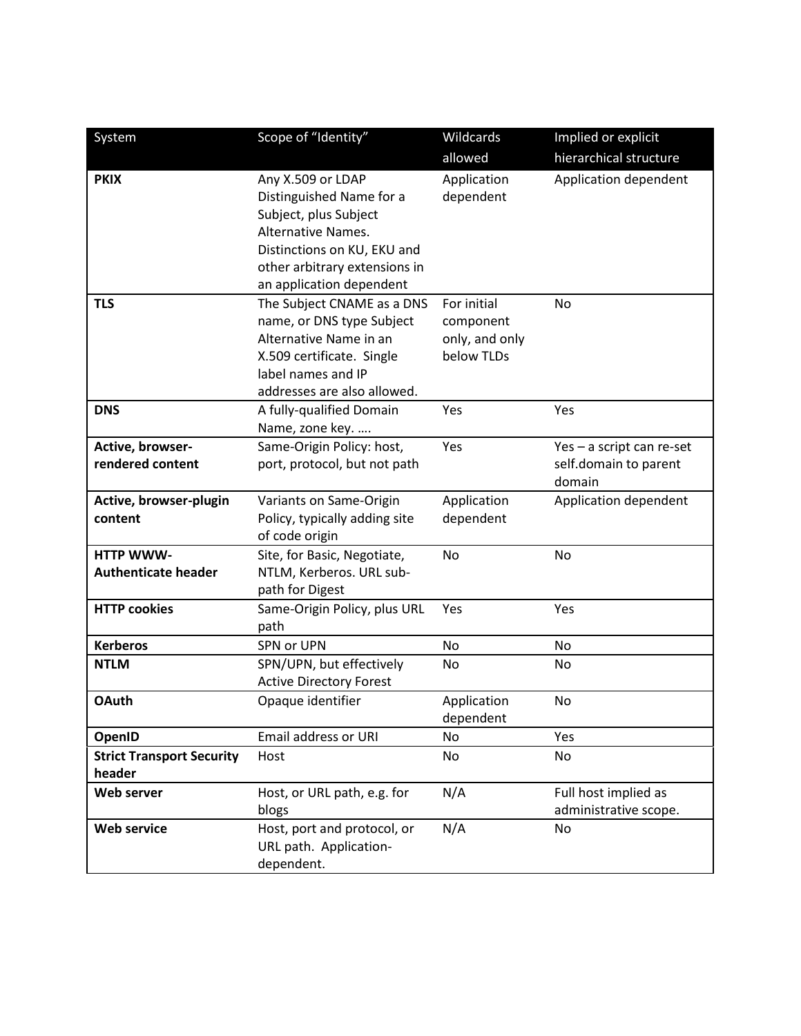| System | Scope of "Identity" | Wildcards allowed | Implied or explicit hierarchical structure |
|---|---|---|---|
| **PKIX** | Any X.509 or LDAP Distinguished Name for a Subject, plus Subject Alternative Names. Distinctions on KU, EKU and other arbitrary extensions in an application dependent | Application dependent | Application dependent |
| **TLS** | The Subject CNAME as a DNS name, or DNS type Subject Alternative Name in an X.509 certificate. Single label names and IP addresses are also allowed. | For initial component only, and only below TLDs | No |
| **DNS** | A fully-qualified Domain Name, zone key. …. | Yes | Yes |
| **Active, browser-rendered content** | Same-Origin Policy: host, port, protocol, but not path | Yes | Yes – a script can re-set self.domain to parent domain |
| **Active, browser-plugin content** | Variants on Same-Origin Policy, typically adding site of code origin | Application dependent | Application dependent |
| **HTTP WWW-Authenticate header** | Site, for Basic, Negotiate, NTLM, Kerberos. URL sub-path for Digest | No | No |
| **HTTP cookies** | Same-Origin Policy, plus URL path | Yes | Yes |
| **Kerberos** | SPN or UPN | No | No |
| **NTLM** | SPN/UPN, but effectively Active Directory Forest | No | No |
| **OAuth** | Opaque identifier | Application dependent | No |
| **OpenID** | Email address or URI | No | Yes |
| **Strict Transport Security header** | Host | No | No |
| **Web server** | Host, or URL path, e.g. for blogs | N/A | Full host implied as administrative scope. |
| **Web service** | Host, port and protocol, or URL path. Application-dependent. | N/A | No |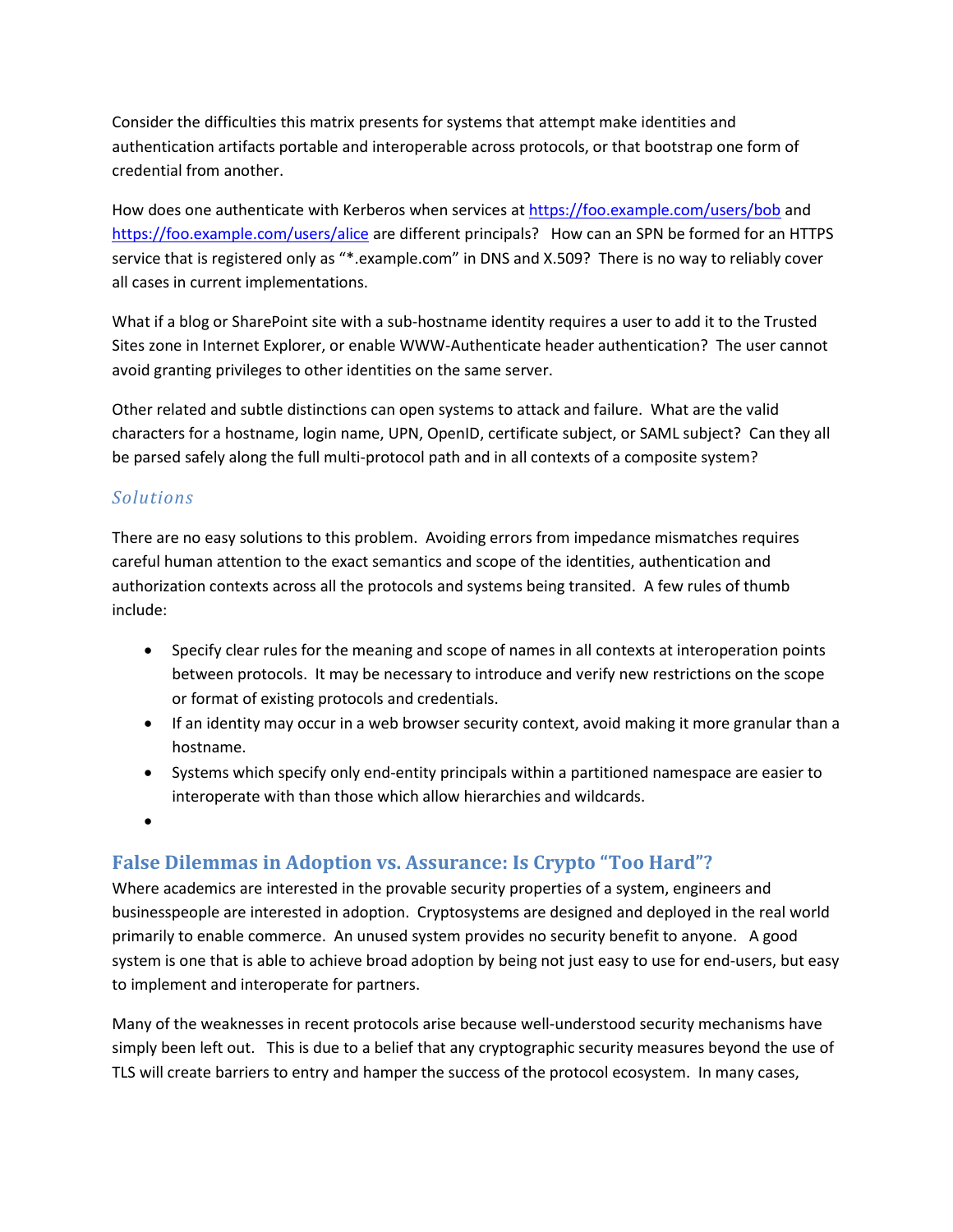Consider the difficulties this matrix presents for systems that attempt make identities and authentication artifacts portable and interoperable across protocols, or that bootstrap one form of credential from another.

How does one authenticate with Kerberos when services at https://foo.example.com/users/bob and https://foo.example.com/users/alice are different principals? How can an SPN be formed for an HTTPS service that is registered only as "*.example.com" in DNS and X.509? There is no way to reliably cover all cases in current implementations.

What if a blog or SharePoint site with a sub-hostname identity requires a user to add it to the Trusted Sites zone in Internet Explorer, or enable WWW-Authenticate header authentication? The user cannot avoid granting privileges to other identities on the same server.

Other related and subtle distinctions can open systems to attack and failure. What are the valid characters for a hostname, login name, UPN, OpenID, certificate subject, or SAML subject? Can they all be parsed safely along the full multi-protocol path and in all contexts of a composite system?

### *Solutions*

There are no easy solutions to this problem. Avoiding errors from impedance mismatches requires careful human attention to the exact semantics and scope of the identities, authentication and authorization contexts across all the protocols and systems being transited. A few rules of thumb include:

- Specify clear rules for the meaning and scope of names in all contexts at interoperation points between protocols. It may be necessary to introduce and verify new restrictions on the scope or format of existing protocols and credentials.
- If an identity may occur in a web browser security context, avoid making it more granular than a hostname.
- Systems which specify only end-entity principals within a partitioned namespace are easier to interoperate with than those which allow hierarchies and wildcards.
- 

## False Dilemmas in Adoption vs. Assurance: Is Crypto "Too Hard"?

Where academics are interested in the provable security properties of a system, engineers and businesspeople are interested in adoption. Cryptosystems are designed and deployed in the real world primarily to enable commerce. An unused system provides no security benefit to anyone. A good system is one that is able to achieve broad adoption by being not just easy to use for end-users, but easy to implement and interoperate for partners.

Many of the weaknesses in recent protocols arise because well-understood security mechanisms have simply been left out. This is due to a belief that any cryptographic security measures beyond the use of TLS will create barriers to entry and hamper the success of the protocol ecosystem. In many cases,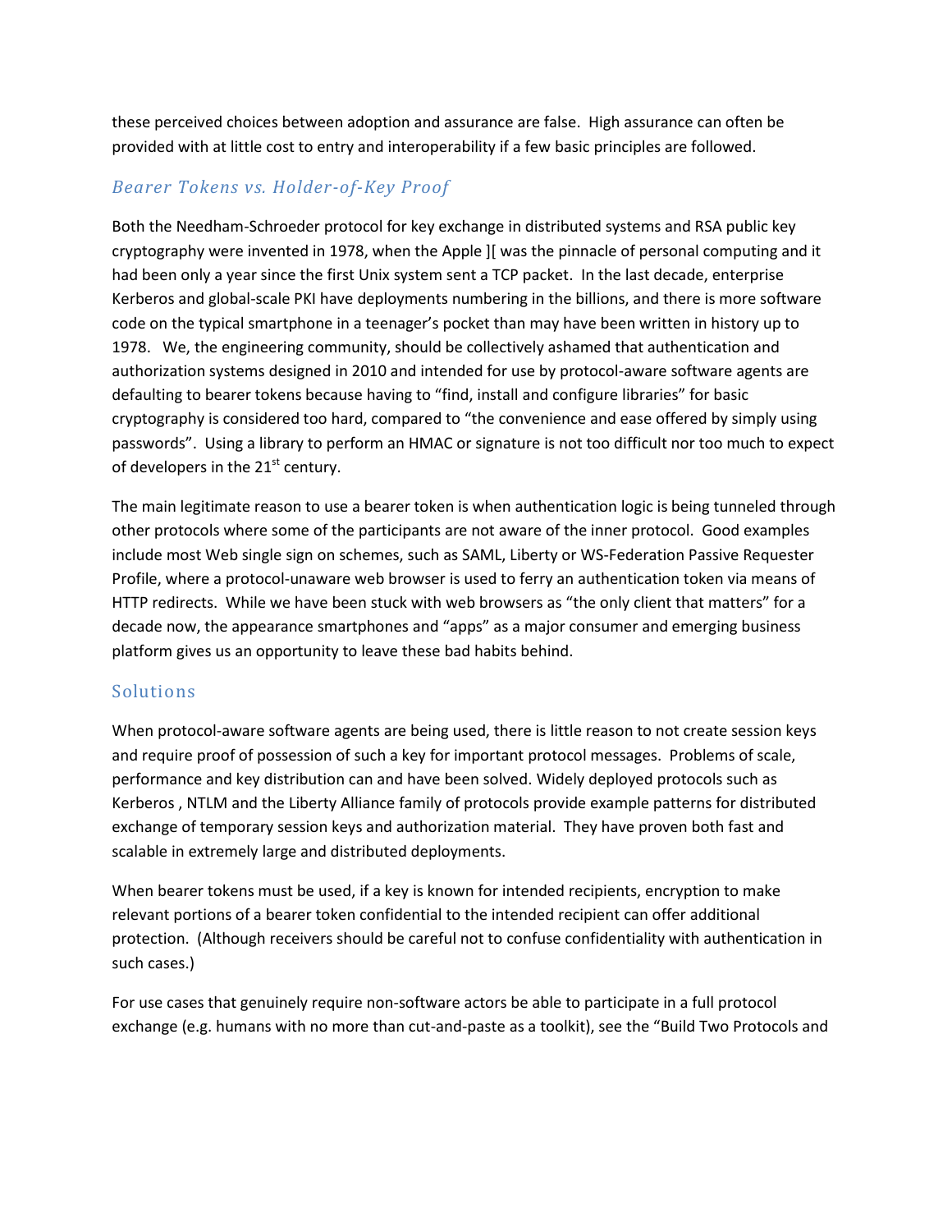these perceived choices between adoption and assurance are false. High assurance can often be provided with at little cost to entry and interoperability if a few basic principles are followed.

### *Bearer Tokens vs. Holder-of-Key Proof*

Both the Needham-Schroeder protocol for key exchange in distributed systems and RSA public key cryptography were invented in 1978, when the Apple ][ was the pinnacle of personal computing and it had been only a year since the first Unix system sent a TCP packet. In the last decade, enterprise Kerberos and global-scale PKI have deployments numbering in the billions, and there is more software code on the typical smartphone in a teenager's pocket than may have been written in history up to 1978. We, the engineering community, should be collectively ashamed that authentication and authorization systems designed in 2010 and intended for use by protocol-aware software agents are defaulting to bearer tokens because having to "find, install and configure libraries" for basic cryptography is considered too hard, compared to "the convenience and ease offered by simply using passwords". Using a library to perform an HMAC or signature is not too difficult nor too much to expect of developers in the 21st century.

The main legitimate reason to use a bearer token is when authentication logic is being tunneled through other protocols where some of the participants are not aware of the inner protocol. Good examples include most Web single sign on schemes, such as SAML, Liberty or WS-Federation Passive Requester Profile, where a protocol-unaware web browser is used to ferry an authentication token via means of HTTP redirects. While we have been stuck with web browsers as "the only client that matters" for a decade now, the appearance smartphones and "apps" as a major consumer and emerging business platform gives us an opportunity to leave these bad habits behind.

## Solutions

When protocol-aware software agents are being used, there is little reason to not create session keys and require proof of possession of such a key for important protocol messages. Problems of scale, performance and key distribution can and have been solved. Widely deployed protocols such as Kerberos , NTLM and the Liberty Alliance family of protocols provide example patterns for distributed exchange of temporary session keys and authorization material. They have proven both fast and scalable in extremely large and distributed deployments.

When bearer tokens must be used, if a key is known for intended recipients, encryption to make relevant portions of a bearer token confidential to the intended recipient can offer additional protection. (Although receivers should be careful not to confuse confidentiality with authentication in such cases.)

For use cases that genuinely require non-software actors be able to participate in a full protocol exchange (e.g. humans with no more than cut-and-paste as a toolkit), see the "Build Two Protocols and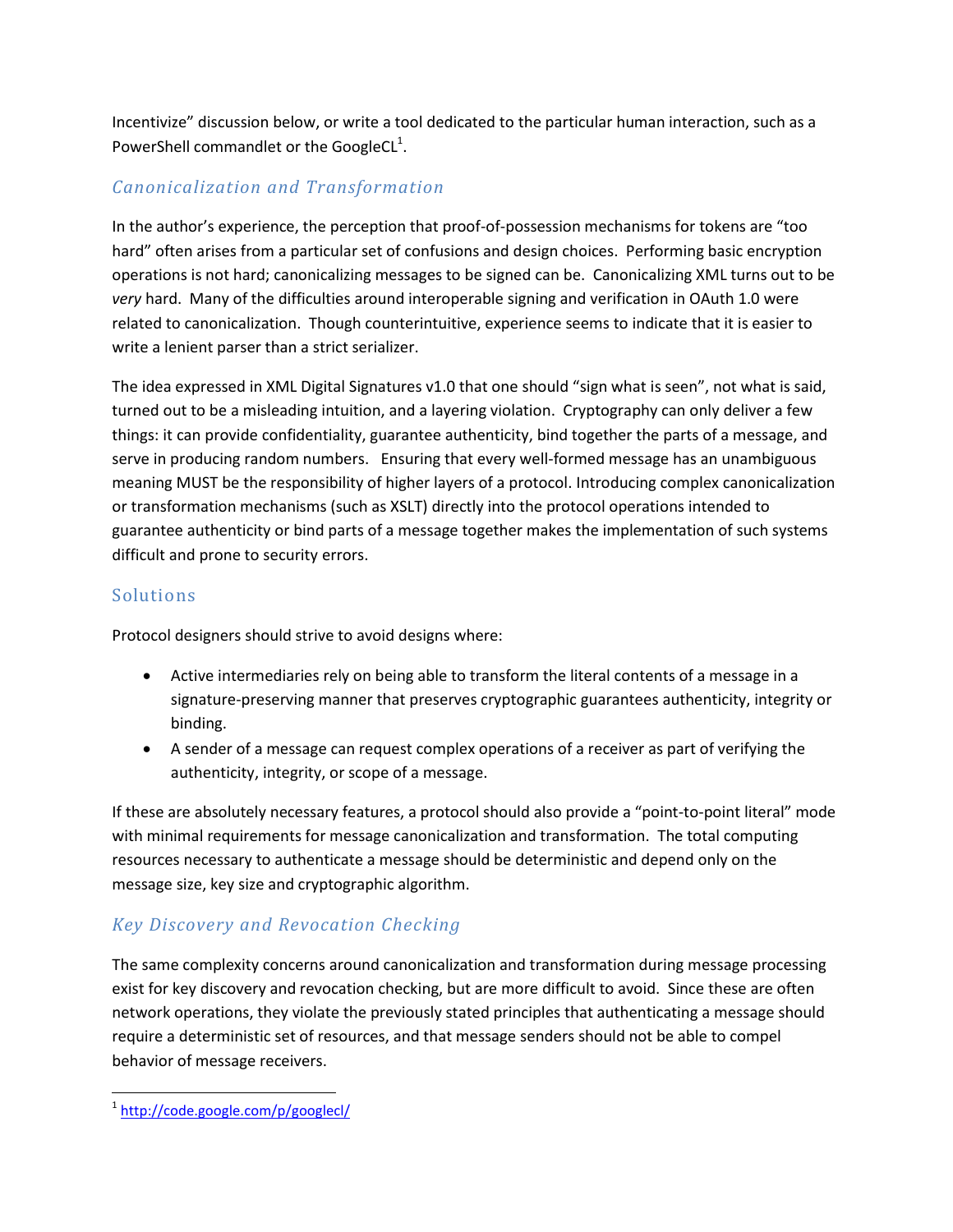Incentivize" discussion below, or write a tool dedicated to the particular human interaction, such as a PowerShell commandlet or the GoogleCL[1].

### *Canonicalization and Transformation*

In the author's experience, the perception that proof-of-possession mechanisms for tokens are "too hard" often arises from a particular set of confusions and design choices. Performing basic encryption operations is not hard; canonicalizing messages to be signed can be. Canonicalizing XML turns out to be *very* hard. Many of the difficulties around interoperable signing and verification in OAuth 1.0 were related to canonicalization. Though counterintuitive, experience seems to indicate that it is easier to write a lenient parser than a strict serializer.

The idea expressed in XML Digital Signatures v1.0 that one should "sign what is seen", not what is said, turned out to be a misleading intuition, and a layering violation. Cryptography can only deliver a few things: it can provide confidentiality, guarantee authenticity, bind together the parts of a message, and serve in producing random numbers. Ensuring that every well-formed message has an unambiguous meaning MUST be the responsibility of higher layers of a protocol. Introducing complex canonicalization or transformation mechanisms (such as XSLT) directly into the protocol operations intended to guarantee authenticity or bind parts of a message together makes the implementation of such systems difficult and prone to security errors.

### Solutions

Protocol designers should strive to avoid designs where:

- Active intermediaries rely on being able to transform the literal contents of a message in a signature-preserving manner that preserves cryptographic guarantees authenticity, integrity or binding.
- A sender of a message can request complex operations of a receiver as part of verifying the authenticity, integrity, or scope of a message.

If these are absolutely necessary features, a protocol should also provide a "point-to-point literal" mode with minimal requirements for message canonicalization and transformation. The total computing resources necessary to authenticate a message should be deterministic and depend only on the message size, key size and cryptographic algorithm.

### *Key Discovery and Revocation Checking*

The same complexity concerns around canonicalization and transformation during message processing exist for key discovery and revocation checking, but are more difficult to avoid. Since these are often network operations, they violate the previously stated principles that authenticating a message should require a deterministic set of resources, and that message senders should not be able to compel behavior of message receivers.

---

[1] http://code.google.com/p/googlecl/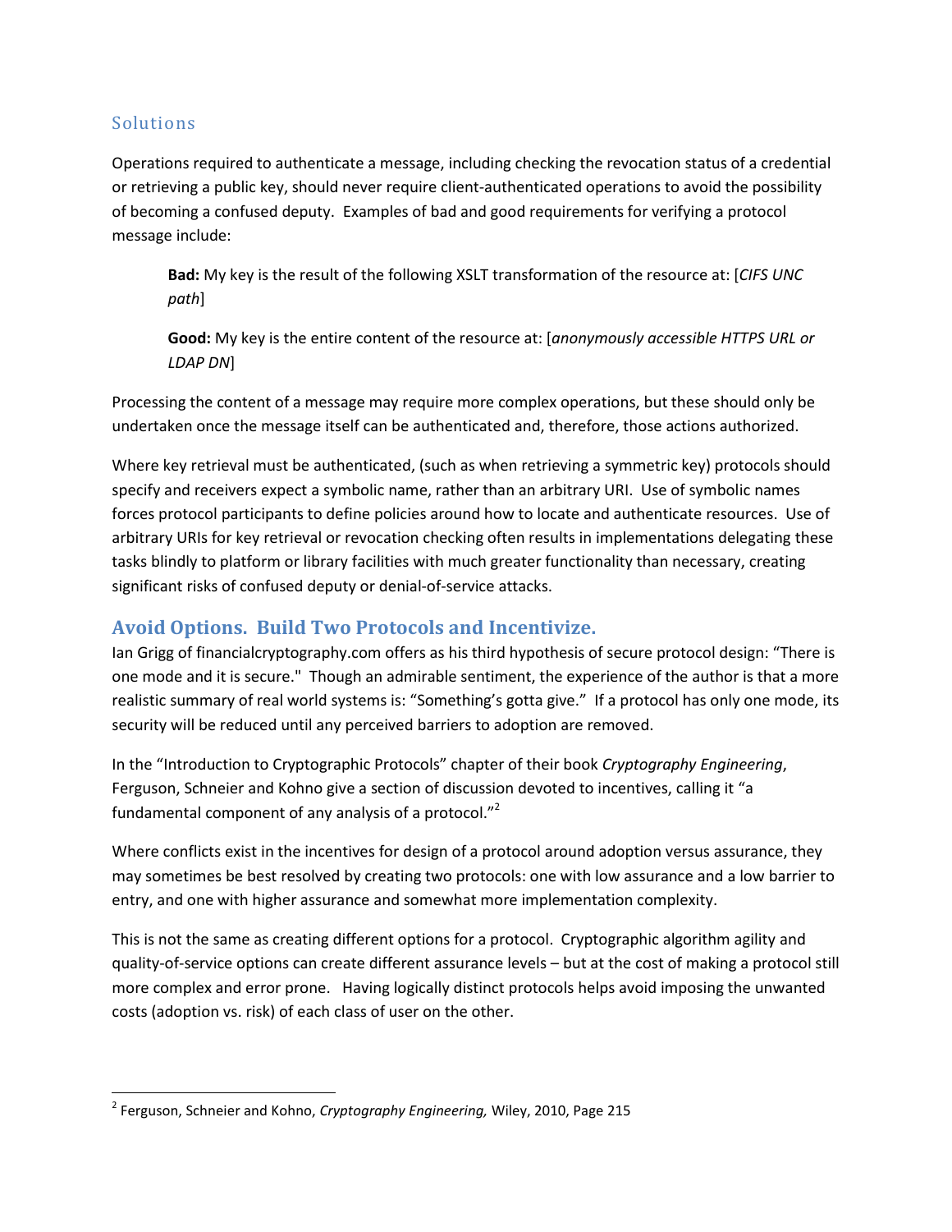### Solutions

Operations required to authenticate a message, including checking the revocation status of a credential or retrieving a public key, should never require client-authenticated operations to avoid the possibility of becoming a confused deputy. Examples of bad and good requirements for verifying a protocol message include:

> **Bad:** My key is the result of the following XSLT transformation of the resource at: [*CIFS UNC path*]
>
> **Good:** My key is the entire content of the resource at: [*anonymously accessible HTTPS URL or LDAP DN*]

Processing the content of a message may require more complex operations, but these should only be undertaken once the message itself can be authenticated and, therefore, those actions authorized.

Where key retrieval must be authenticated, (such as when retrieving a symmetric key) protocols should specify and receivers expect a symbolic name, rather than an arbitrary URI. Use of symbolic names forces protocol participants to define policies around how to locate and authenticate resources. Use of arbitrary URIs for key retrieval or revocation checking often results in implementations delegating these tasks blindly to platform or library facilities with much greater functionality than necessary, creating significant risks of confused deputy or denial-of-service attacks.

## Avoid Options. Build Two Protocols and Incentivize.

Ian Grigg of financialcryptography.com offers as his third hypothesis of secure protocol design: "There is one mode and it is secure." Though an admirable sentiment, the experience of the author is that a more realistic summary of real world systems is: "Something's gotta give." If a protocol has only one mode, its security will be reduced until any perceived barriers to adoption are removed.

In the "Introduction to Cryptographic Protocols" chapter of their book *Cryptography Engineering*, Ferguson, Schneier and Kohno give a section of discussion devoted to incentives, calling it "a fundamental component of any analysis of a protocol."[2]

Where conflicts exist in the incentives for design of a protocol around adoption versus assurance, they may sometimes be best resolved by creating two protocols: one with low assurance and a low barrier to entry, and one with higher assurance and somewhat more implementation complexity.

This is not the same as creating different options for a protocol. Cryptographic algorithm agility and quality-of-service options can create different assurance levels – but at the cost of making a protocol still more complex and error prone. Having logically distinct protocols helps avoid imposing the unwanted costs (adoption vs. risk) of each class of user on the other.

---

[2] Ferguson, Schneier and Kohno, *Cryptography Engineering,* Wiley, 2010, Page 215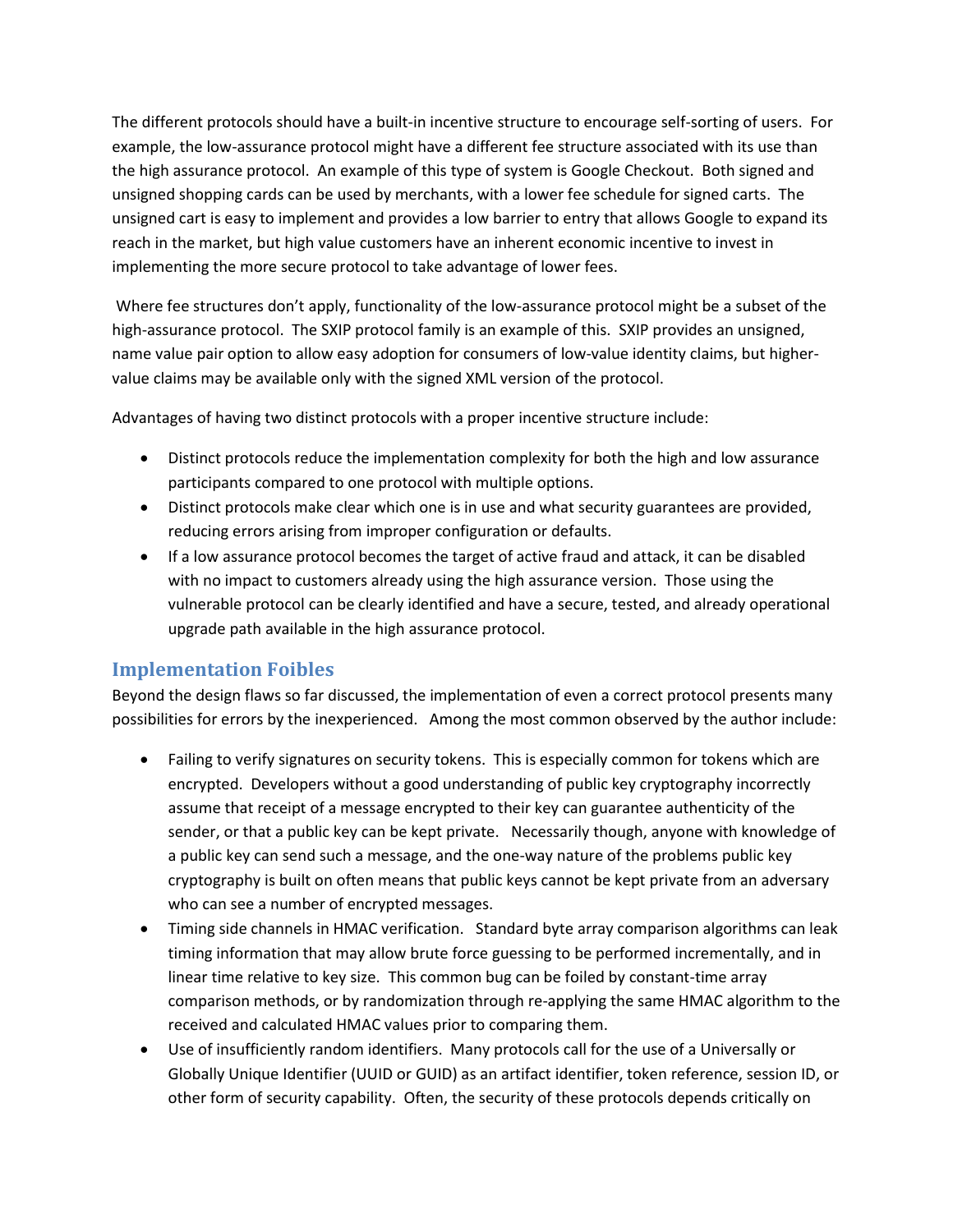The different protocols should have a built-in incentive structure to encourage self-sorting of users. For example, the low-assurance protocol might have a different fee structure associated with its use than the high assurance protocol. An example of this type of system is Google Checkout. Both signed and unsigned shopping cards can be used by merchants, with a lower fee schedule for signed carts. The unsigned cart is easy to implement and provides a low barrier to entry that allows Google to expand its reach in the market, but high value customers have an inherent economic incentive to invest in implementing the more secure protocol to take advantage of lower fees.

Where fee structures don't apply, functionality of the low-assurance protocol might be a subset of the high-assurance protocol. The SXIP protocol family is an example of this. SXIP provides an unsigned, name value pair option to allow easy adoption for consumers of low-value identity claims, but higher-value claims may be available only with the signed XML version of the protocol.

Advantages of having two distinct protocols with a proper incentive structure include:

- Distinct protocols reduce the implementation complexity for both the high and low assurance participants compared to one protocol with multiple options.
- Distinct protocols make clear which one is in use and what security guarantees are provided, reducing errors arising from improper configuration or defaults.
- If a low assurance protocol becomes the target of active fraud and attack, it can be disabled with no impact to customers already using the high assurance version. Those using the vulnerable protocol can be clearly identified and have a secure, tested, and already operational upgrade path available in the high assurance protocol.

## Implementation Foibles

Beyond the design flaws so far discussed, the implementation of even a correct protocol presents many possibilities for errors by the inexperienced. Among the most common observed by the author include:

- Failing to verify signatures on security tokens. This is especially common for tokens which are encrypted. Developers without a good understanding of public key cryptography incorrectly assume that receipt of a message encrypted to their key can guarantee authenticity of the sender, or that a public key can be kept private. Necessarily though, anyone with knowledge of a public key can send such a message, and the one-way nature of the problems public key cryptography is built on often means that public keys cannot be kept private from an adversary who can see a number of encrypted messages.
- Timing side channels in HMAC verification. Standard byte array comparison algorithms can leak timing information that may allow brute force guessing to be performed incrementally, and in linear time relative to key size. This common bug can be foiled by constant-time array comparison methods, or by randomization through re-applying the same HMAC algorithm to the received and calculated HMAC values prior to comparing them.
- Use of insufficiently random identifiers. Many protocols call for the use of a Universally or Globally Unique Identifier (UUID or GUID) as an artifact identifier, token reference, session ID, or other form of security capability. Often, the security of these protocols depends critically on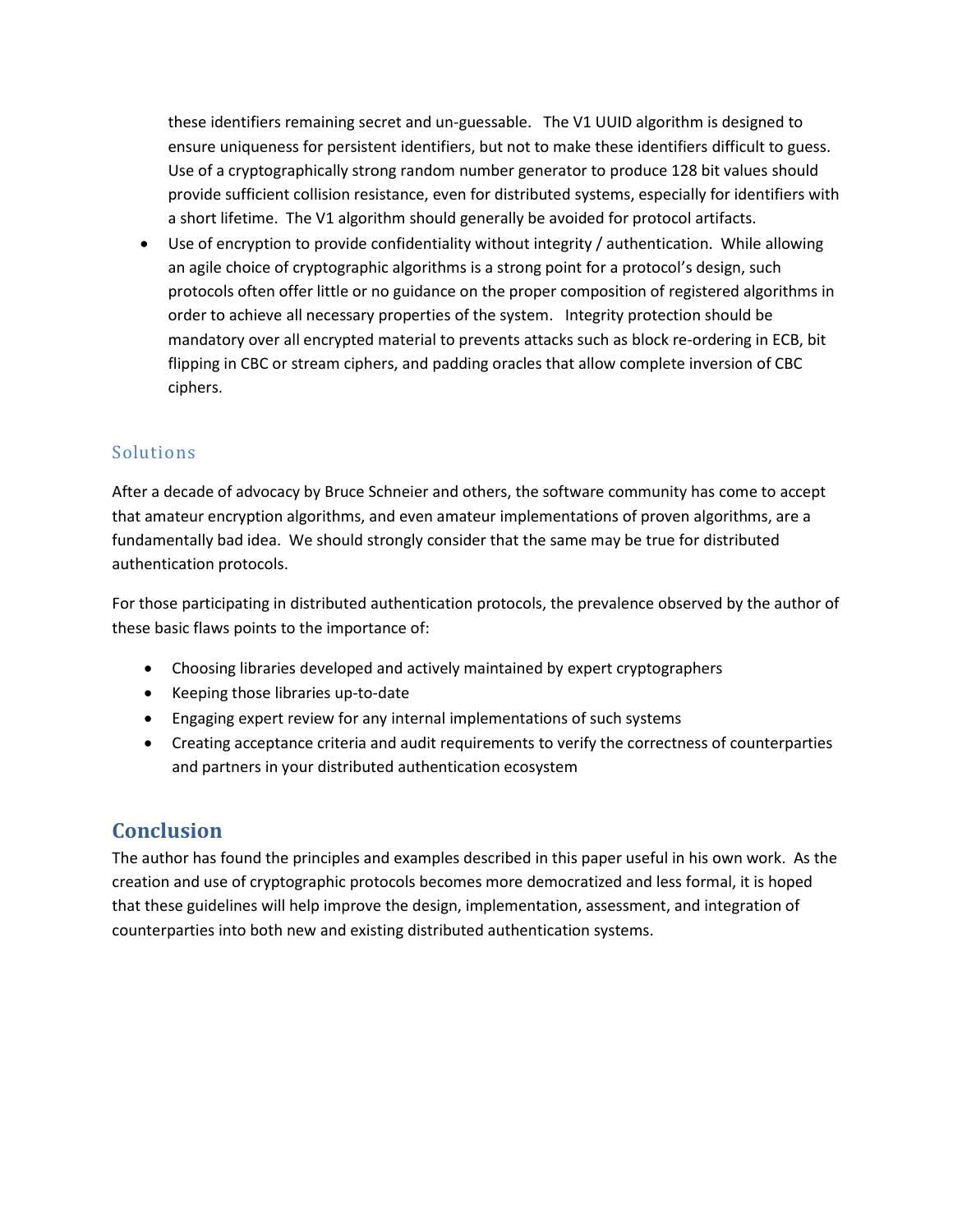these identifiers remaining secret and un-guessable.  The V1 UUID algorithm is designed to ensure uniqueness for persistent identifiers, but not to make these identifiers difficult to guess. Use of a cryptographically strong random number generator to produce 128 bit values should provide sufficient collision resistance, even for distributed systems, especially for identifiers with a short lifetime.  The V1 algorithm should generally be avoided for protocol artifacts.

- Use of encryption to provide confidentiality without integrity / authentication.  While allowing an agile choice of cryptographic algorithms is a strong point for a protocol's design, such protocols often offer little or no guidance on the proper composition of registered algorithms in order to achieve all necessary properties of the system.  Integrity protection should be mandatory over all encrypted material to prevents attacks such as block re-ordering in ECB, bit flipping in CBC or stream ciphers, and padding oracles that allow complete inversion of CBC ciphers.

### Solutions

After a decade of advocacy by Bruce Schneier and others, the software community has come to accept that amateur encryption algorithms, and even amateur implementations of proven algorithms, are a fundamentally bad idea.  We should strongly consider that the same may be true for distributed authentication protocols.

For those participating in distributed authentication protocols, the prevalence observed by the author of these basic flaws points to the importance of:

- Choosing libraries developed and actively maintained by expert cryptographers
- Keeping those libraries up-to-date
- Engaging expert review for any internal implementations of such systems
- Creating acceptance criteria and audit requirements to verify the correctness of counterparties and partners in your distributed authentication ecosystem

## Conclusion

The author has found the principles and examples described in this paper useful in his own work.  As the creation and use of cryptographic protocols becomes more democratized and less formal, it is hoped that these guidelines will help improve the design, implementation, assessment, and integration of counterparties into both new and existing distributed authentication systems.